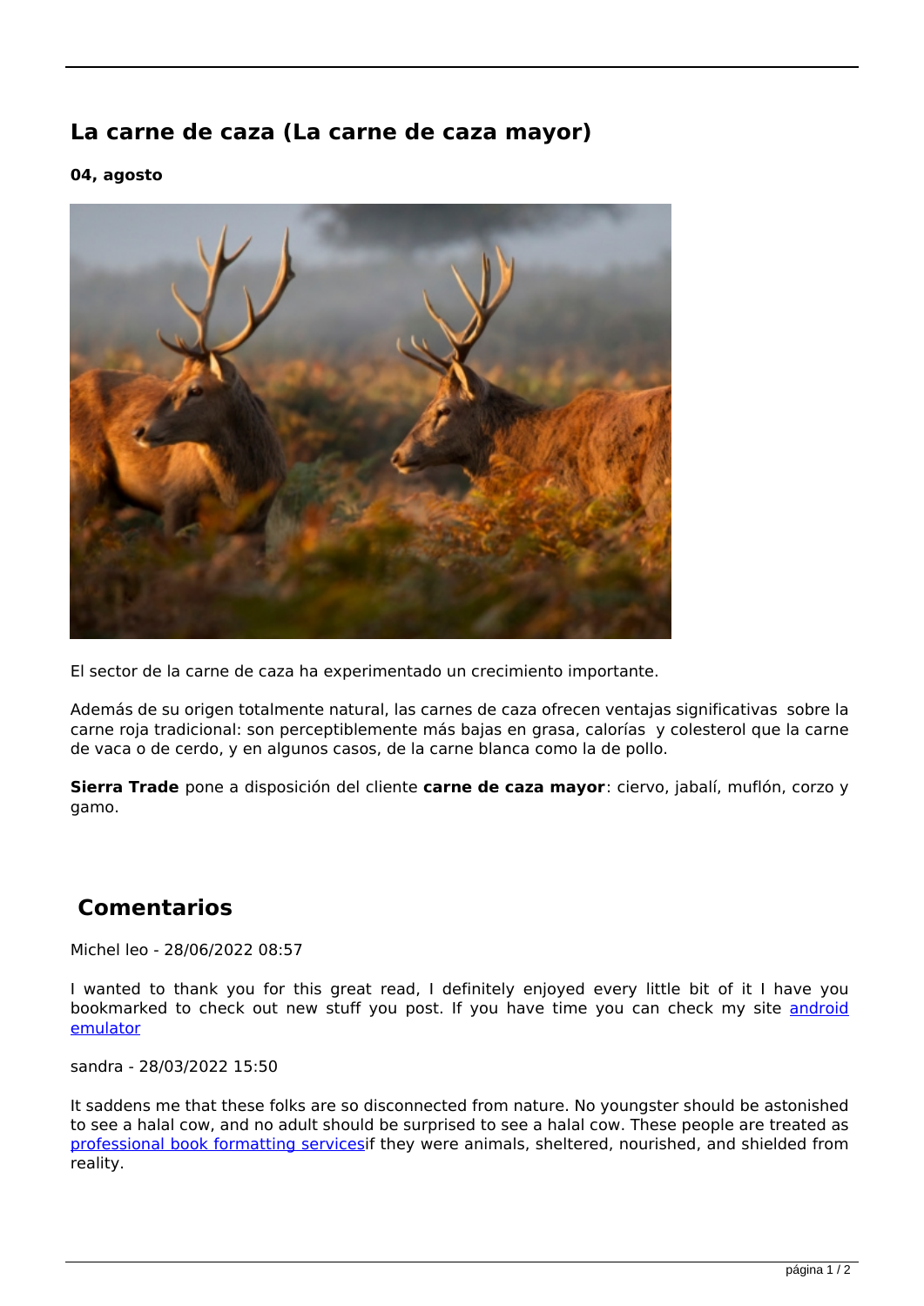# La carne de caza (La carne de caza mayor)

**04, agosto**

El sector de la carne de caza ha experimentado un crecimiento importante.

Además de su origen totalmente natural, las carnes de caza ofrecen ventajas significativas sobre la carne roja tradicional: son perceptiblemente más bajas en grasa, calorías y colesterol que la carne de vaca o de cerdo, y en algunos casos, de la carne blanca como la de pollo.

**Sierra Trade** pone a disposición del cliente **carne de caza mayor**: ciervo, jabalí, muflón, corzo y gamo.

## Comentarios

Michel leo - 28/06/2022 08:57

I wanted to thank you for this great read, I definitely enjoyed every little bit of it I have you bookmarked to check out new stuff you post. If you have time you can check my site android emulator

sandra - 28/03/2022 15:50

It saddens me that these folks are so disconnected from nature. No youngster should be astonished to see a halal cow, and no adult should be surprised to see a halal cow. These people are treated as professional book formatting servicesif they were animals, sheltered, nourished, and shielded from reality.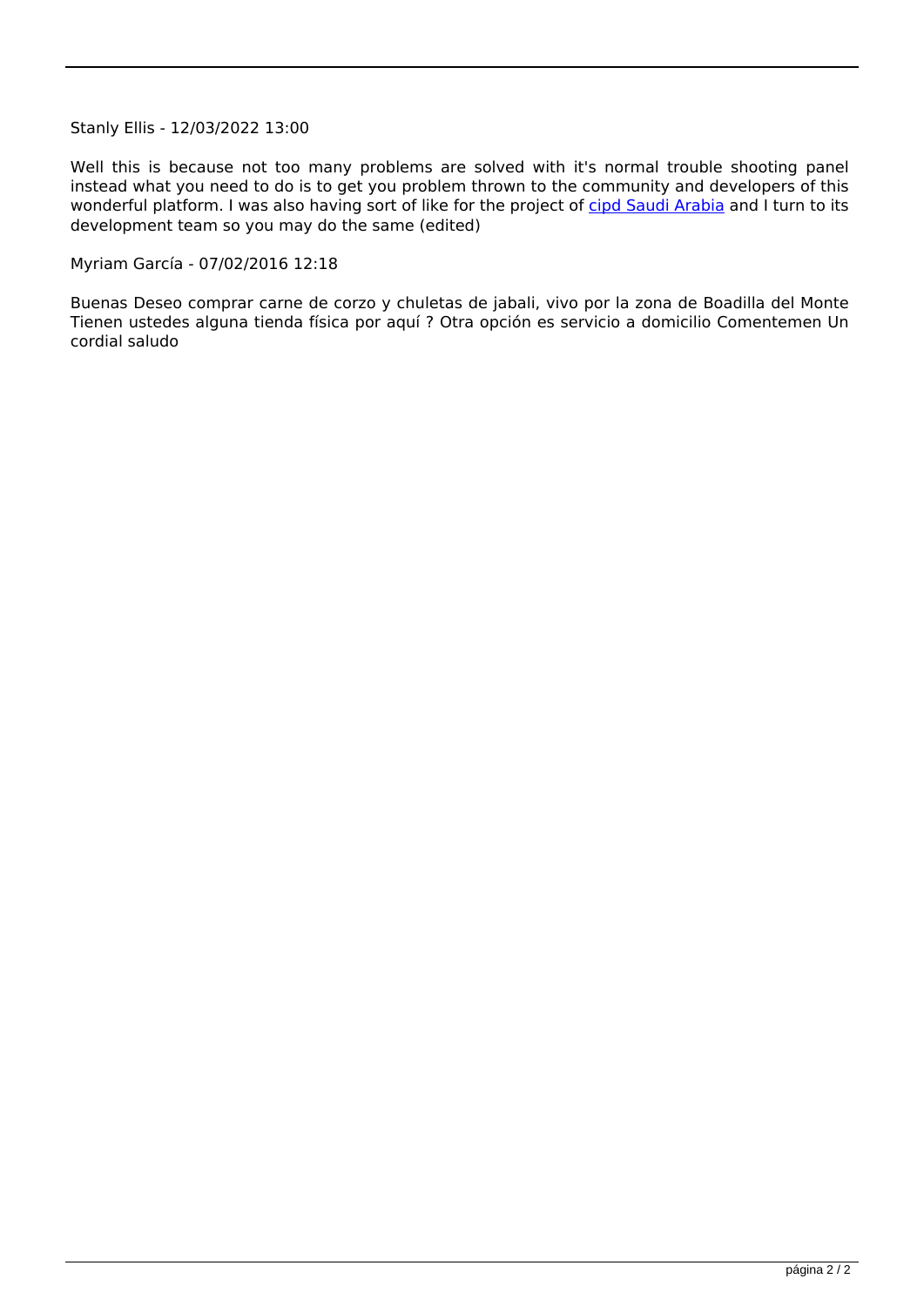Stanly Ellis - 12/03/2022 13:00

Well this is because not too many problems are solved with it's normal trouble shooting panel instead what you need to do is to get you problem thrown to the community and developers of this wonderful platform. I was also having sort of like for the project of [cipd Saudi Arabia] and I turn to its development team so you may do the same (edited)

Myriam García - 07/02/2016 12:18

Buenas Deseo comprar carne de corzo y chuletas de jabali, vivo por la zona de Boadilla del Monte Tienen ustedes alguna tienda física por aquí ? Otra opción es servicio a domicilio Comentemen Un cordial saludo